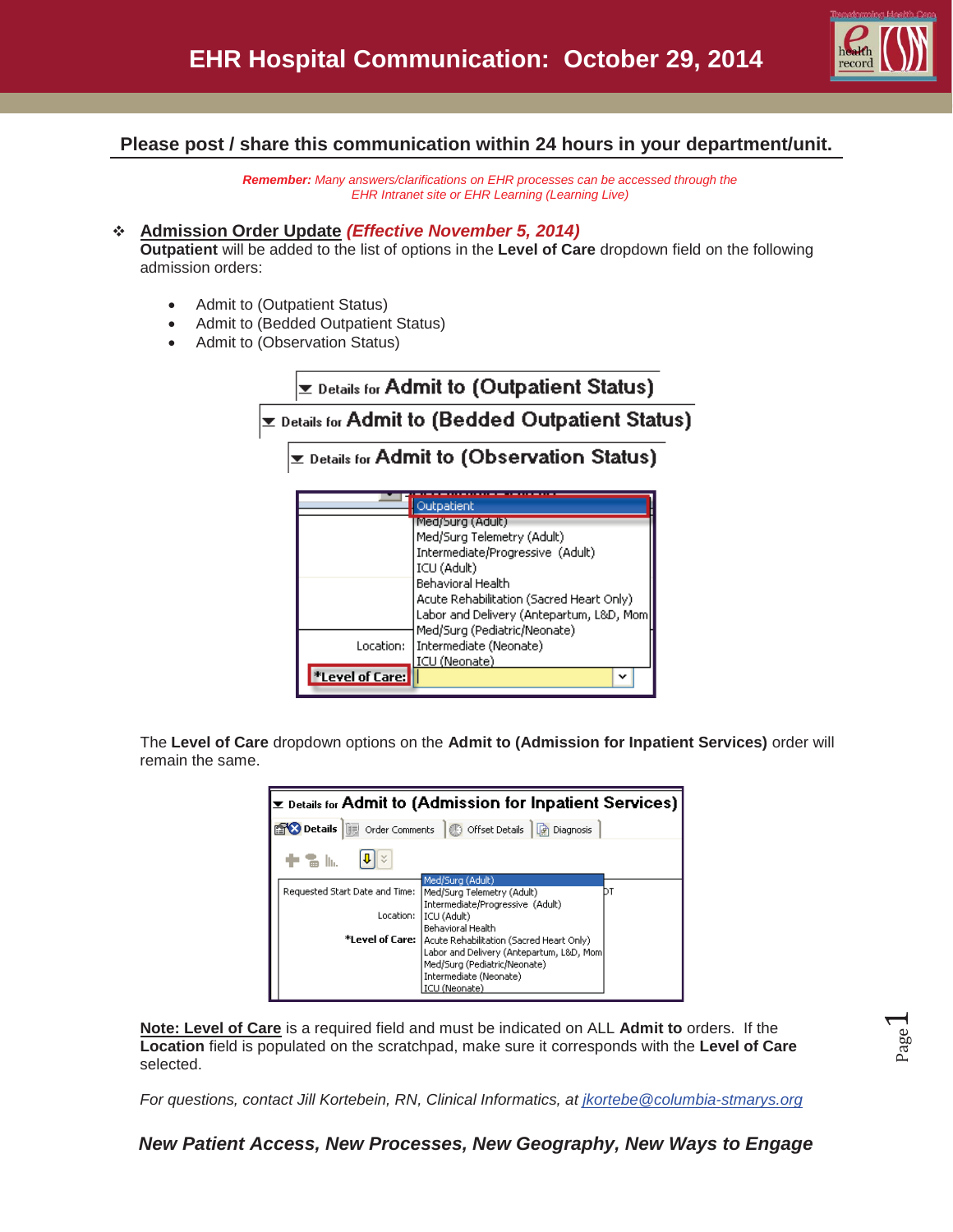# EHR Hospital Communication: October 29, 2014

## Please post / share this communication within 24 hours in your department/unit.

***Remember:*** *Many answers/clarifications on EHR processes can be accessed through the EHR Intranet site or EHR Learning (Learning Live)*

- **Admission Order Update** ***(Effective November 5, 2014)***

  **Outpatient** will be added to the list of options in the **Level of Care** dropdown field on the following admission orders:

  - Admit to (Outpatient Status)
  - Admit to (Bedded Outpatient Status)
  - Admit to (Observation Status)

  The **Level of Care** dropdown options on the **Admit to (Admission for Inpatient Services)** order will remain the same.

  **Note: Level of Care** is a required field and must be indicated on ALL **Admit to** orders. If the **Location** field is populated on the scratchpad, make sure it corresponds with the **Level of Care** selected.

  *For questions, contact Jill Kortebein, RN, Clinical Informatics, at [jkortebe@columbia-stmarys.org](mailto:jkortebe@columbia-stmarys.org)*

***New Patient Access, New Processes, New Geography, New Ways to Engage***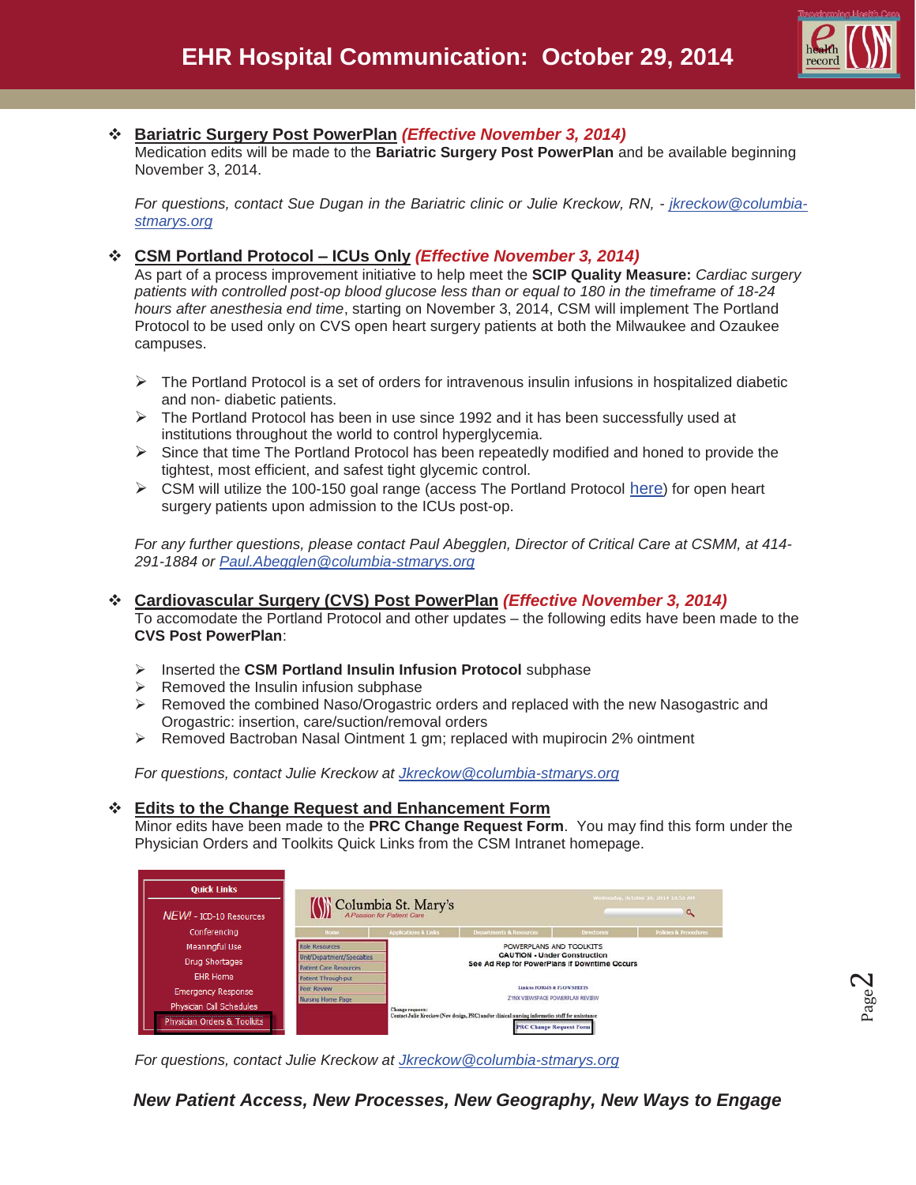# EHR Hospital Communication: October 29, 2014

- **Bariatric Surgery Post PowerPlan** ***(Effective November 3, 2014)***
  Medication edits will be made to the **Bariatric Surgery Post PowerPlan** and be available beginning November 3, 2014.

  *For questions, contact Sue Dugan in the Bariatric clinic or Julie Kreckow, RN, - jkreckow@columbia-stmarys.org*

- **CSM Portland Protocol – ICUs Only** ***(Effective November 3, 2014)***
  As part of a process improvement initiative to help meet the **SCIP Quality Measure:** *Cardiac surgery patients with controlled post-op blood glucose less than or equal to 180 in the timeframe of 18-24 hours after anesthesia end time*, starting on November 3, 2014, CSM will implement The Portland Protocol to be used only on CVS open heart surgery patients at both the Milwaukee and Ozaukee campuses.

  - The Portland Protocol is a set of orders for intravenous insulin infusions in hospitalized diabetic and non- diabetic patients.
  - The Portland Protocol has been in use since 1992 and it has been successfully used at institutions throughout the world to control hyperglycemia.
  - Since that time The Portland Protocol has been repeatedly modified and honed to provide the tightest, most efficient, and safest tight glycemic control.
  - CSM will utilize the 100-150 goal range (access The Portland Protocol here) for open heart surgery patients upon admission to the ICUs post-op.

  *For any further questions, please contact Paul Abegglen, Director of Critical Care at CSMM, at 414-291-1884 or Paul.Abegglen@columbia-stmarys.org*

- **Cardiovascular Surgery (CVS) Post PowerPlan** ***(Effective November 3, 2014)***
  To accomodate the Portland Protocol and other updates – the following edits have been made to the **CVS Post PowerPlan**:

  - Inserted the **CSM Portland Insulin Infusion Protocol** subphase
  - Removed the Insulin infusion subphase
  - Removed the combined Naso/Orogastric orders and replaced with the new Nasogastric and Orogastric: insertion, care/suction/removal orders
  - Removed Bactroban Nasal Ointment 1 gm; replaced with mupirocin 2% ointment

  *For questions, contact Julie Kreckow at Jkreckow@columbia-stmarys.org*

- **Edits to the Change Request and Enhancement Form**
  Minor edits have been made to the **PRC Change Request Form**. You may find this form under the Physician Orders and Toolkits Quick Links from the CSM Intranet homepage.

  *For questions, contact Julie Kreckow at Jkreckow@columbia-stmarys.org*

***New Patient Access, New Processes, New Geography, New Ways to Engage***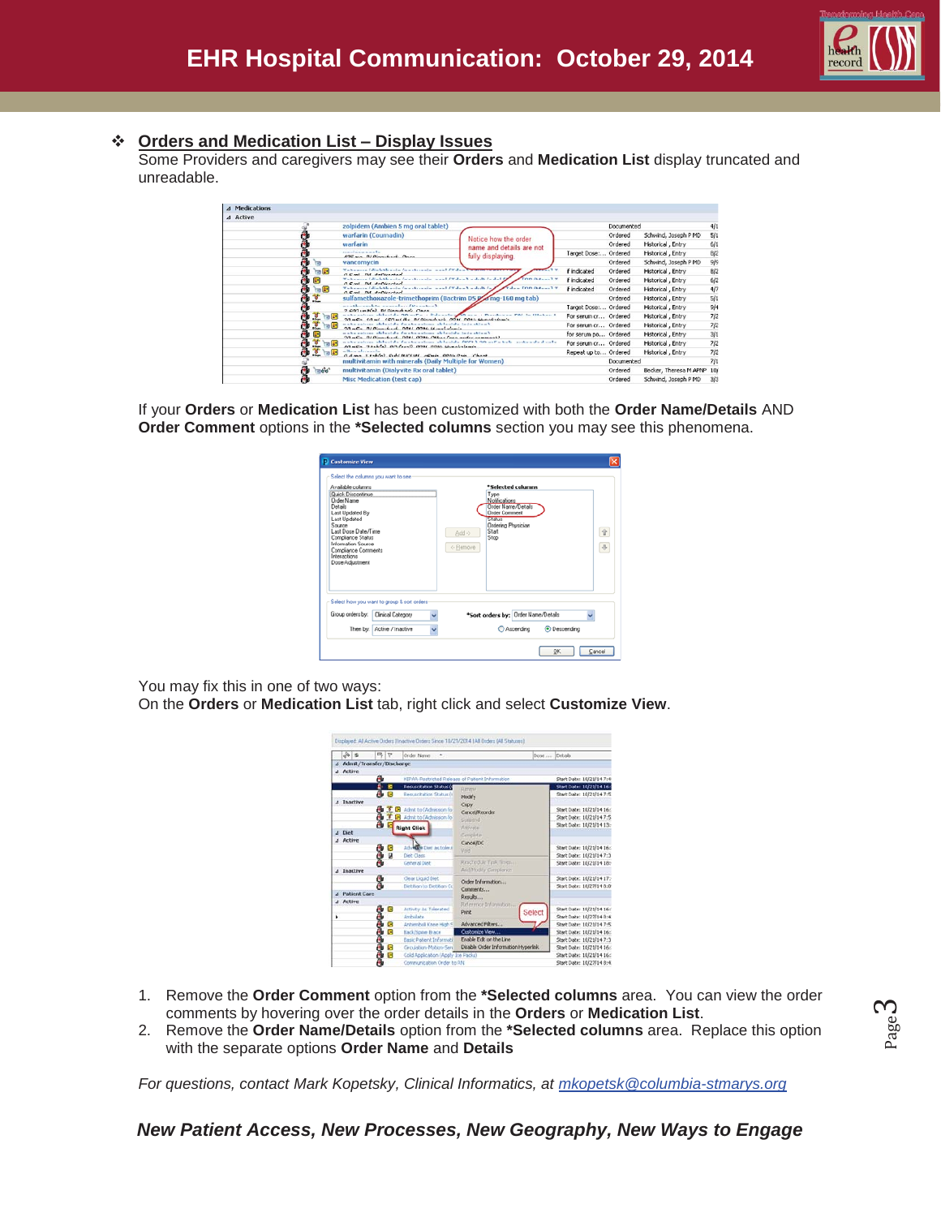# EHR Hospital Communication: October 29, 2014

## ❖ Orders and Medication List – Display Issues

Some Providers and caregivers may see their **Orders** and **Medication List** display truncated and unreadable.

If your **Orders** or **Medication List** has been customized with both the **Order Name/Details** AND **Order Comment** options in the **\*Selected columns** section you may see this phenomena.

You may fix this in one of two ways:
On the **Orders** or **Medication List** tab, right click and select **Customize View**.

1. Remove the **Order Comment** option from the **\*Selected columns** area. You can view the order comments by hovering over the order details in the **Orders** or **Medication List**.
2. Remove the **Order Name/Details** option from the **\*Selected columns** area. Replace this option with the separate options **Order Name** and **Details**

*For questions, contact Mark Kopetsky, Clinical Informatics, at mkopetsk@columbia-stmarys.org*

***New Patient Access, New Processes, New Geography, New Ways to Engage***